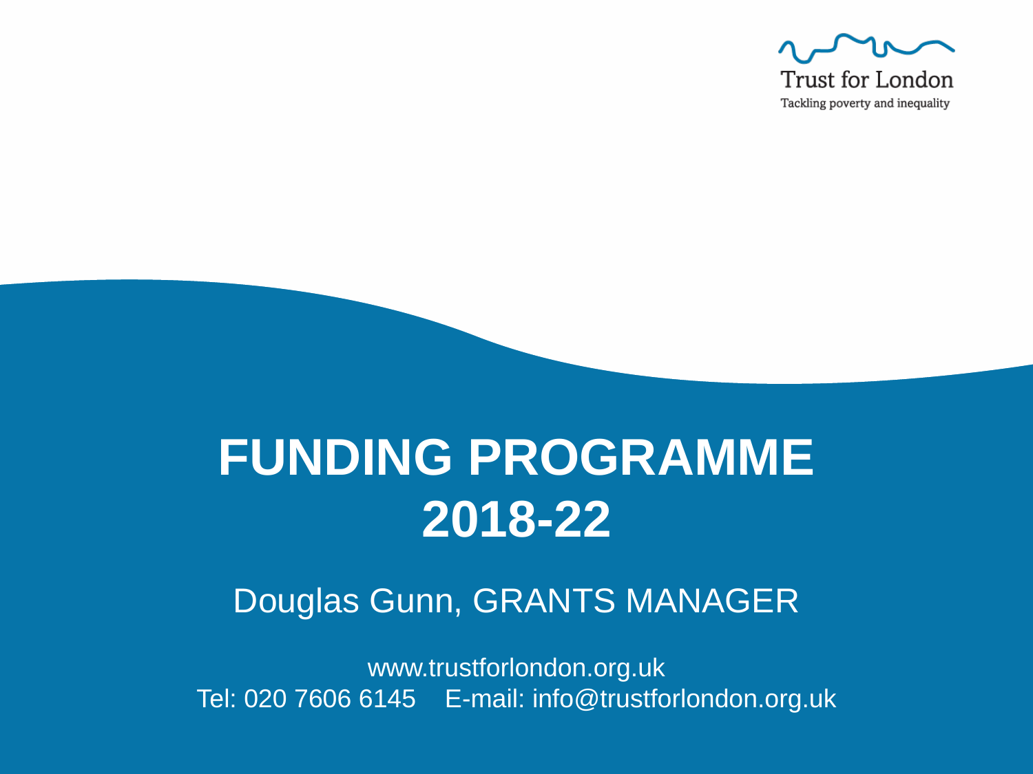Trust for London

Tackling poverty and inequality

# FUNDING PROGRAMME 2018-22

Douglas Gunn, GRANTS MANAGER

www.trustforlondon.org.uk

Tel: 020 7606 6145 E-mail: info@trustforlondon.org.uk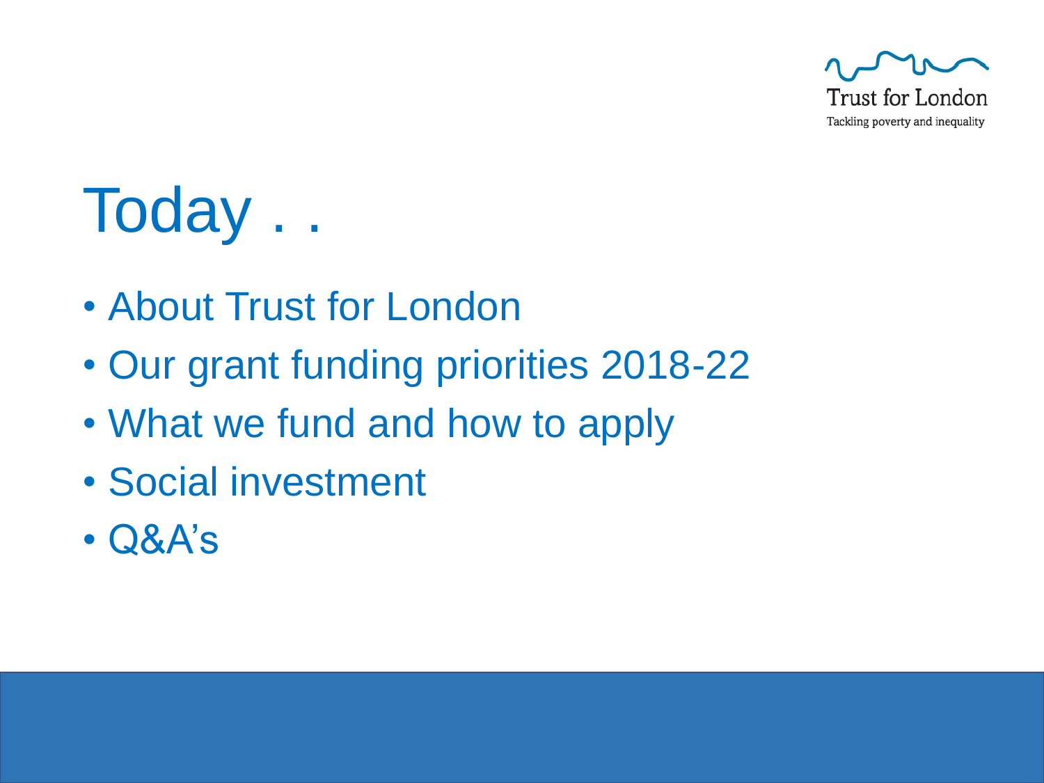# Today . .

- About Trust for London
- Our grant funding priorities 2018-22
- What we fund and how to apply
- Social investment
- Q&A's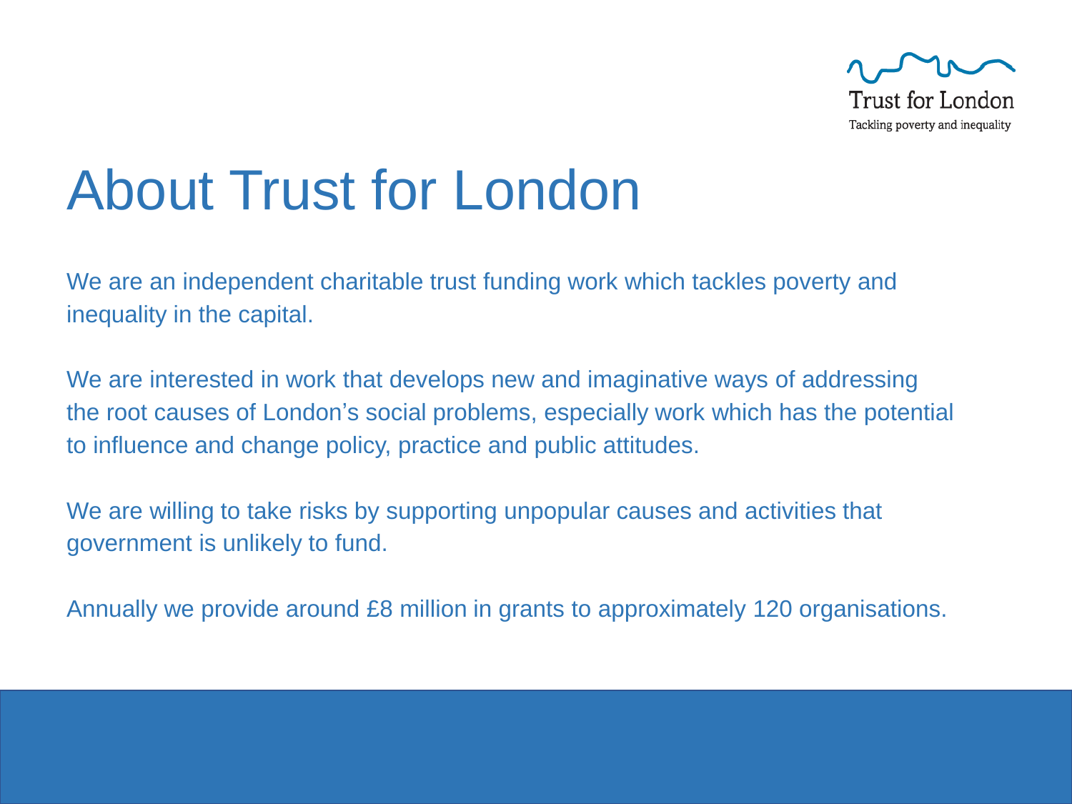# About Trust for London

We are an independent charitable trust funding work which tackles poverty and inequality in the capital.

We are interested in work that develops new and imaginative ways of addressing the root causes of London's social problems, especially work which has the potential to influence and change policy, practice and public attitudes.

We are willing to take risks by supporting unpopular causes and activities that government is unlikely to fund.

Annually we provide around £8 million in grants to approximately 120 organisations.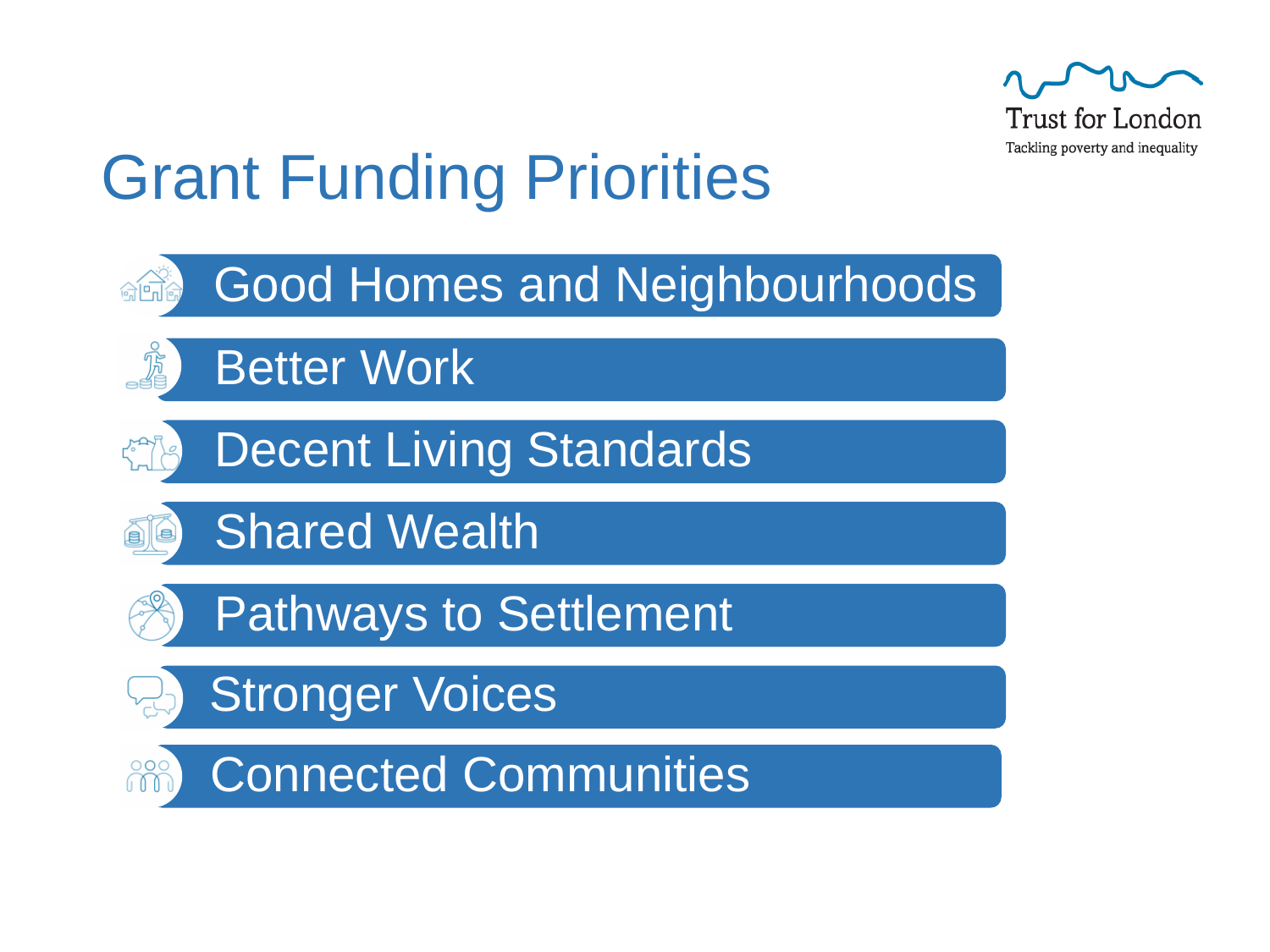Trust for London

Tackling poverty and inequality

# Grant Funding Priorities

- Good Homes and Neighbourhoods
- Better Work
- Decent Living Standards
- Shared Wealth
- Pathways to Settlement
- Stronger Voices
- Connected Communities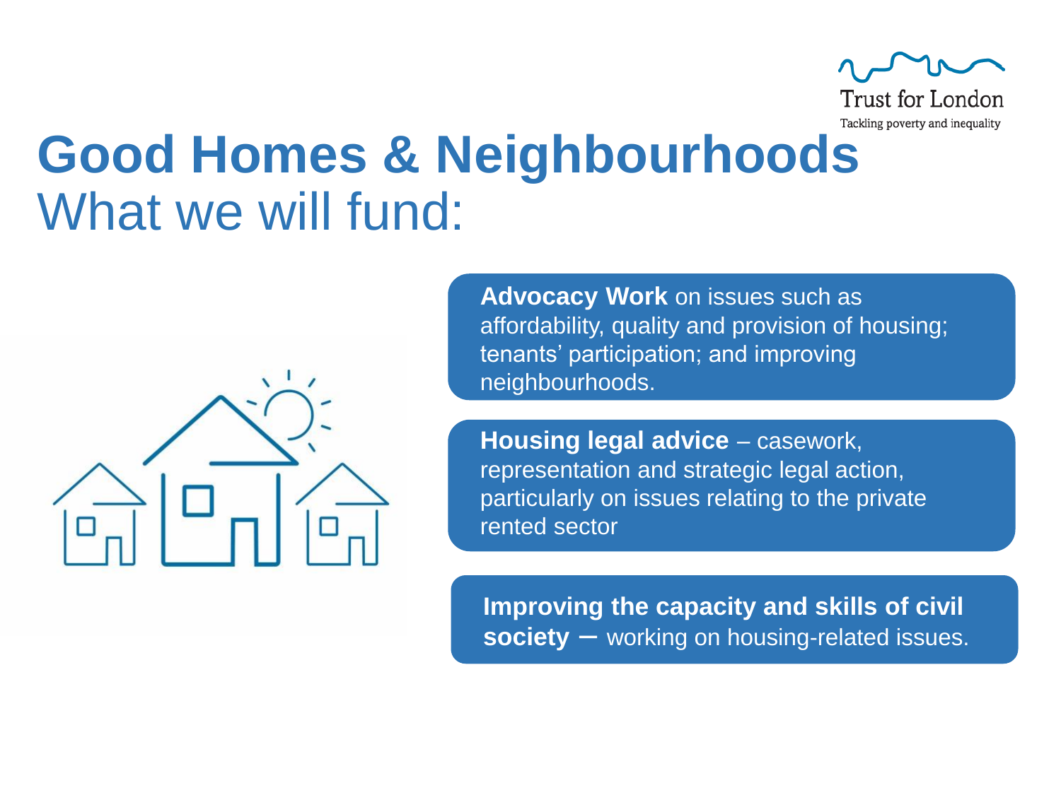Trust for London

Tackling poverty and inequality

# Good Homes & Neighbourhoods

## What we will fund:

**Advocacy Work** on issues such as affordability, quality and provision of housing; tenants' participation; and improving neighbourhoods.

**Housing legal advice** – casework, representation and strategic legal action, particularly on issues relating to the private rented sector

**Improving the capacity and skills of civil society** – working on housing-related issues.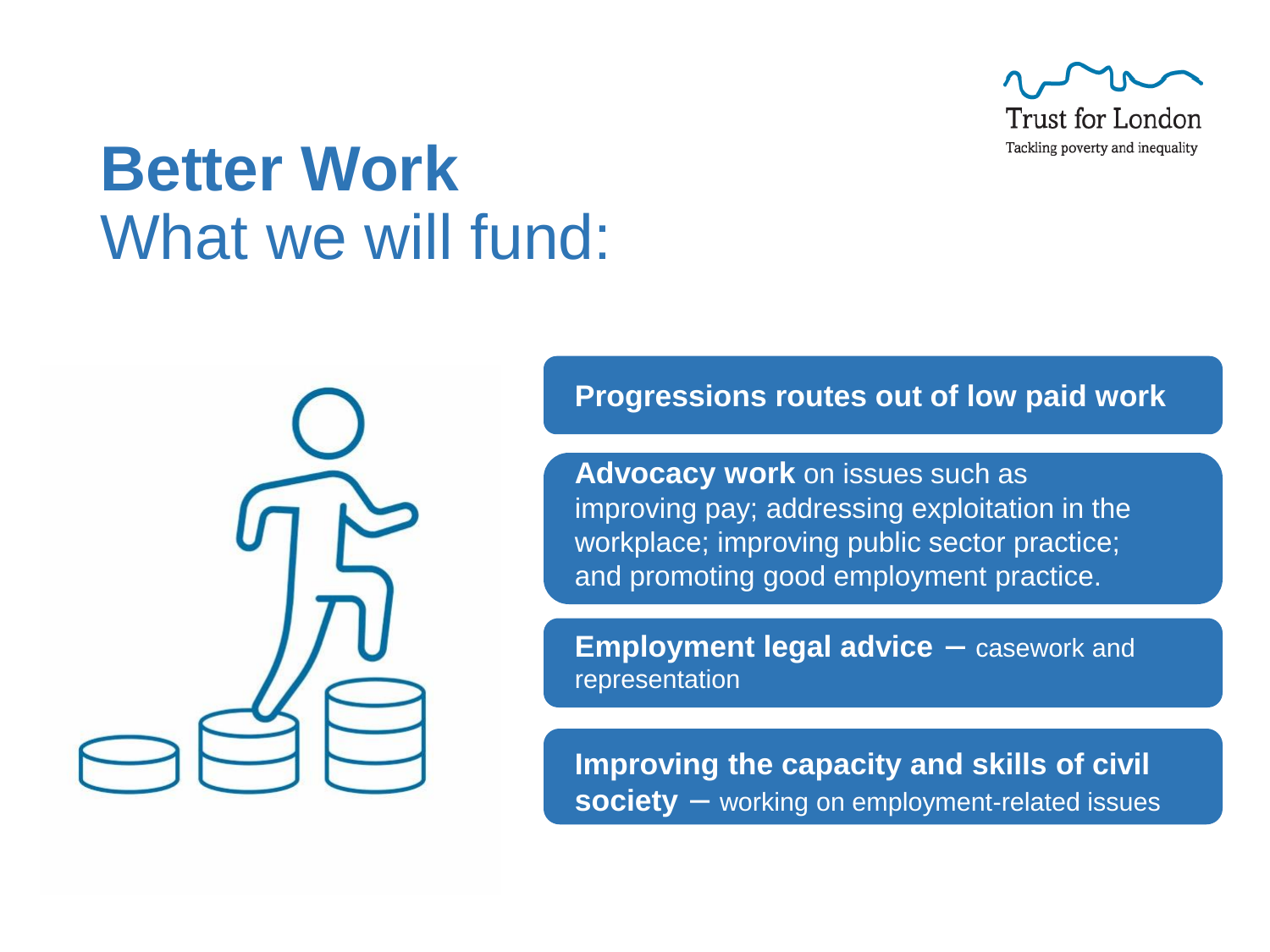# Better Work
## What we will fund:

- **Progressions routes out of low paid work**
- **Advocacy work** on issues such as improving pay; addressing exploitation in the workplace; improving public sector practice; and promoting good employment practice.
- **Employment legal advice** – casework and representation
- **Improving the capacity and skills of civil society** – working on employment-related issues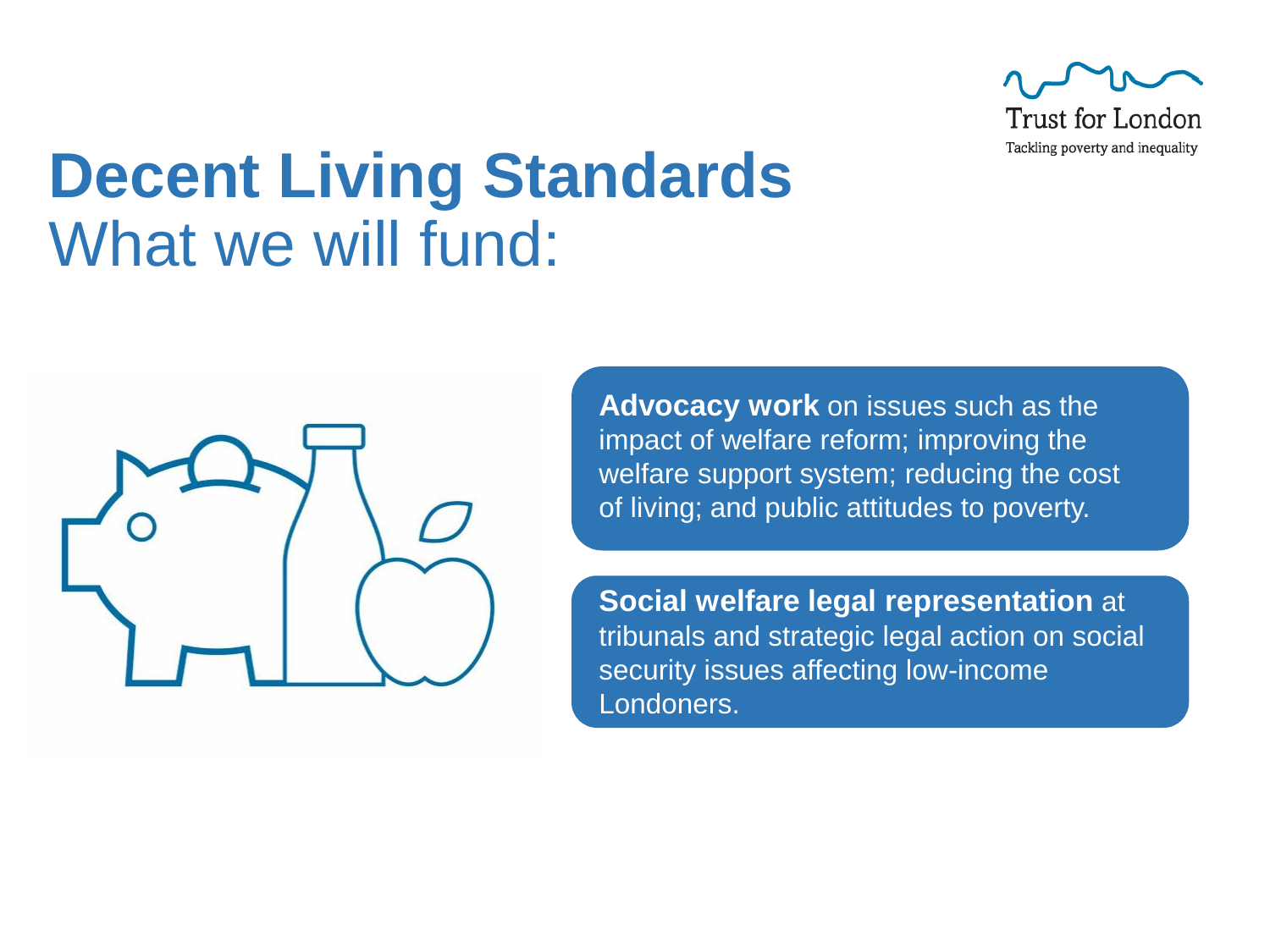# Decent Living Standards

## What we will fund:

**Advocacy work** on issues such as the impact of welfare reform; improving the welfare support system; reducing the cost of living; and public attitudes to poverty.

**Social welfare legal representation** at tribunals and strategic legal action on social security issues affecting low-income Londoners.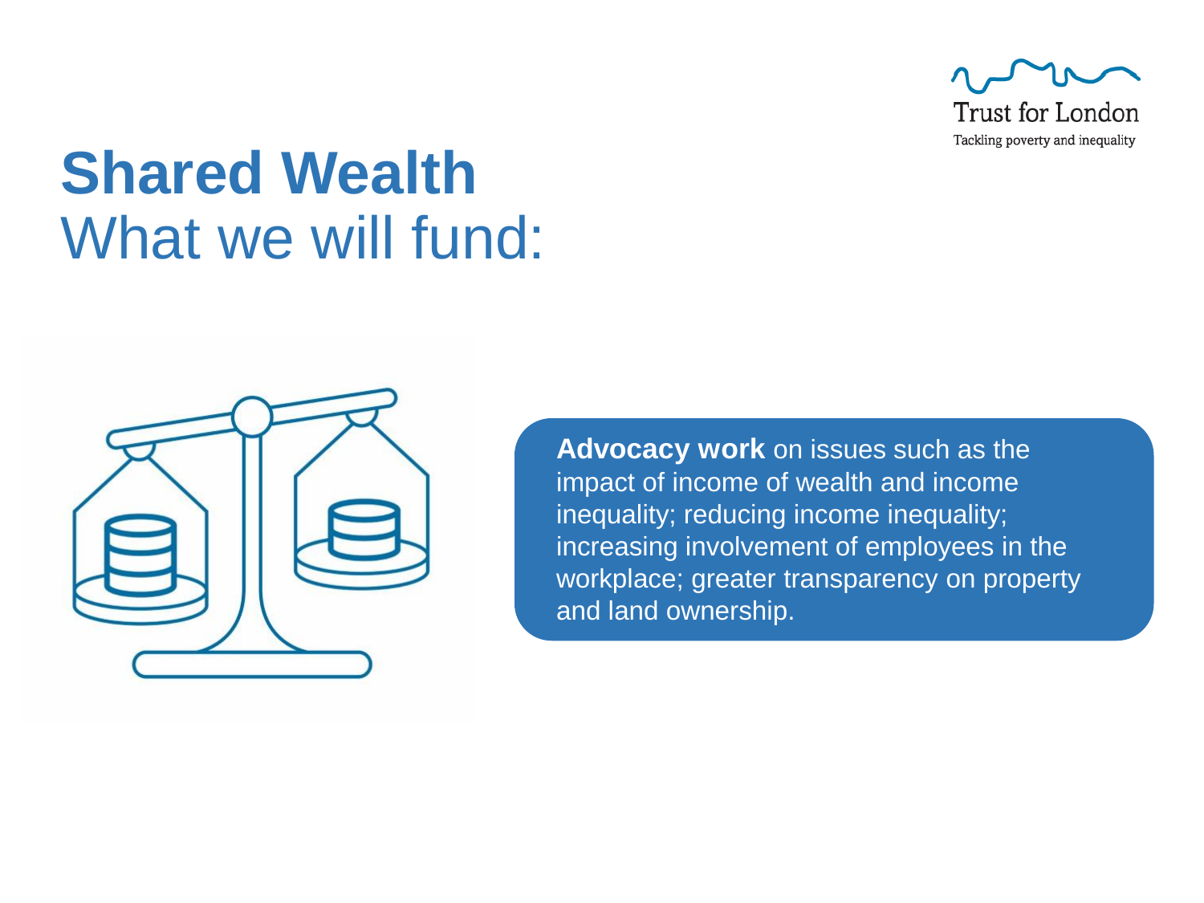# Shared Wealth

## What we will fund:

**Advocacy work** on issues such as the impact of income of wealth and income inequality; reducing income inequality; increasing involvement of employees in the workplace; greater transparency on property and land ownership.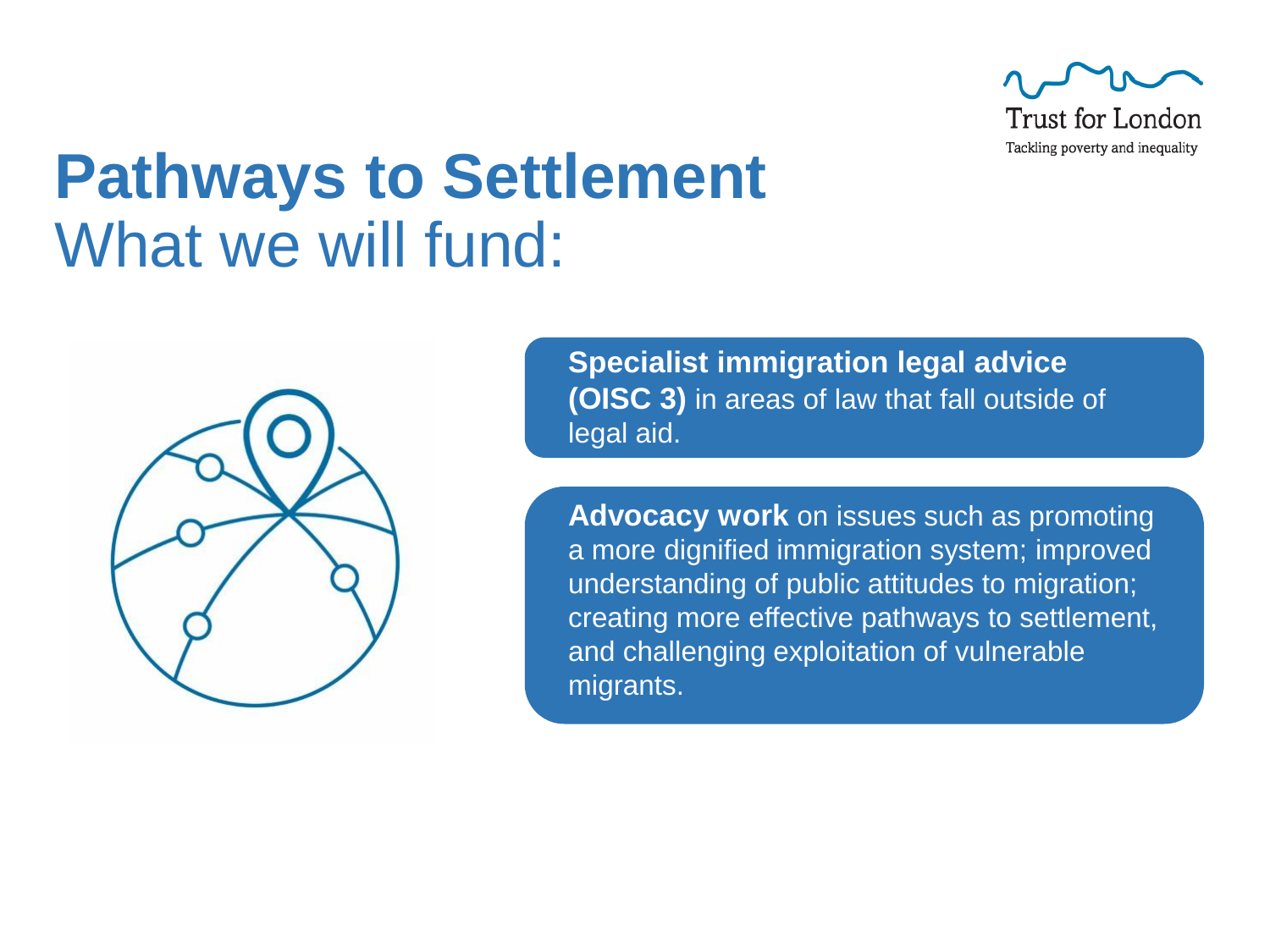# Pathways to Settlement

## What we will fund:

**Specialist immigration legal advice (OISC 3)** in areas of law that fall outside of legal aid.

**Advocacy work** on issues such as promoting a more dignified immigration system; improved understanding of public attitudes to migration; creating more effective pathways to settlement, and challenging exploitation of vulnerable migrants.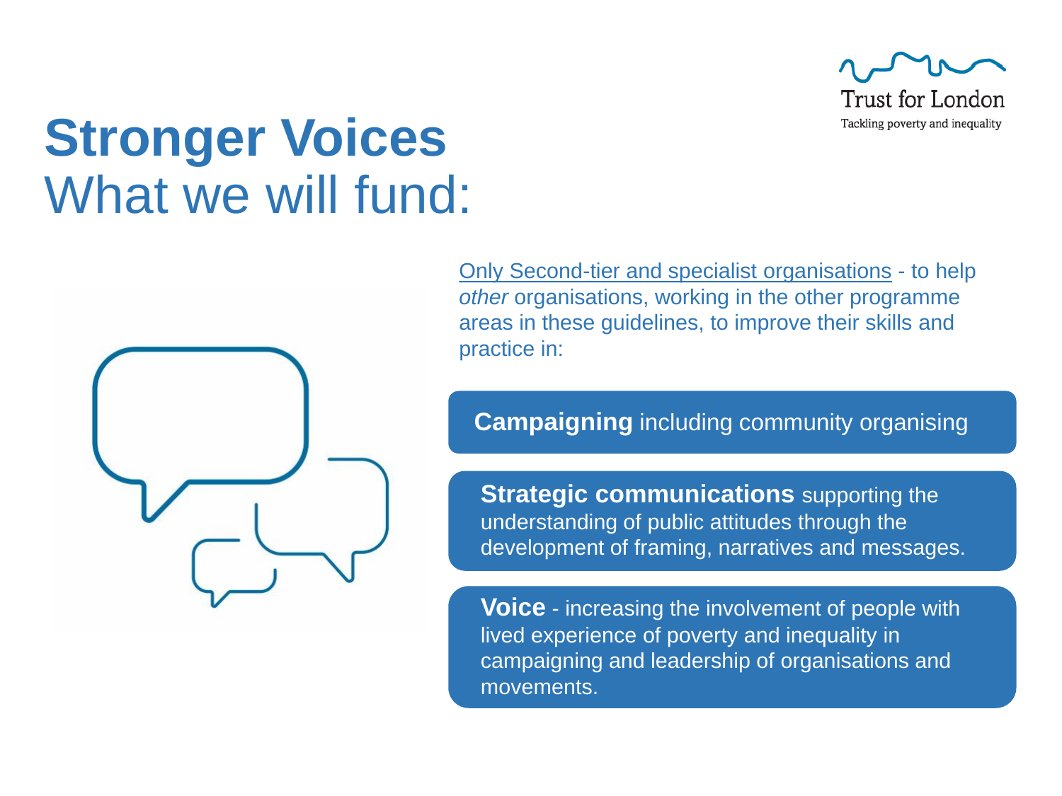# **Stronger Voices**
## What we will fund:

Only Second-tier and specialist organisations - to help *other* organisations, working in the other programme areas in these guidelines, to improve their skills and practice in:

**Campaigning** including community organising

**Strategic communications** supporting the understanding of public attitudes through the development of framing, narratives and messages.

**Voice** - increasing the involvement of people with lived experience of poverty and inequality in campaigning and leadership of organisations and movements.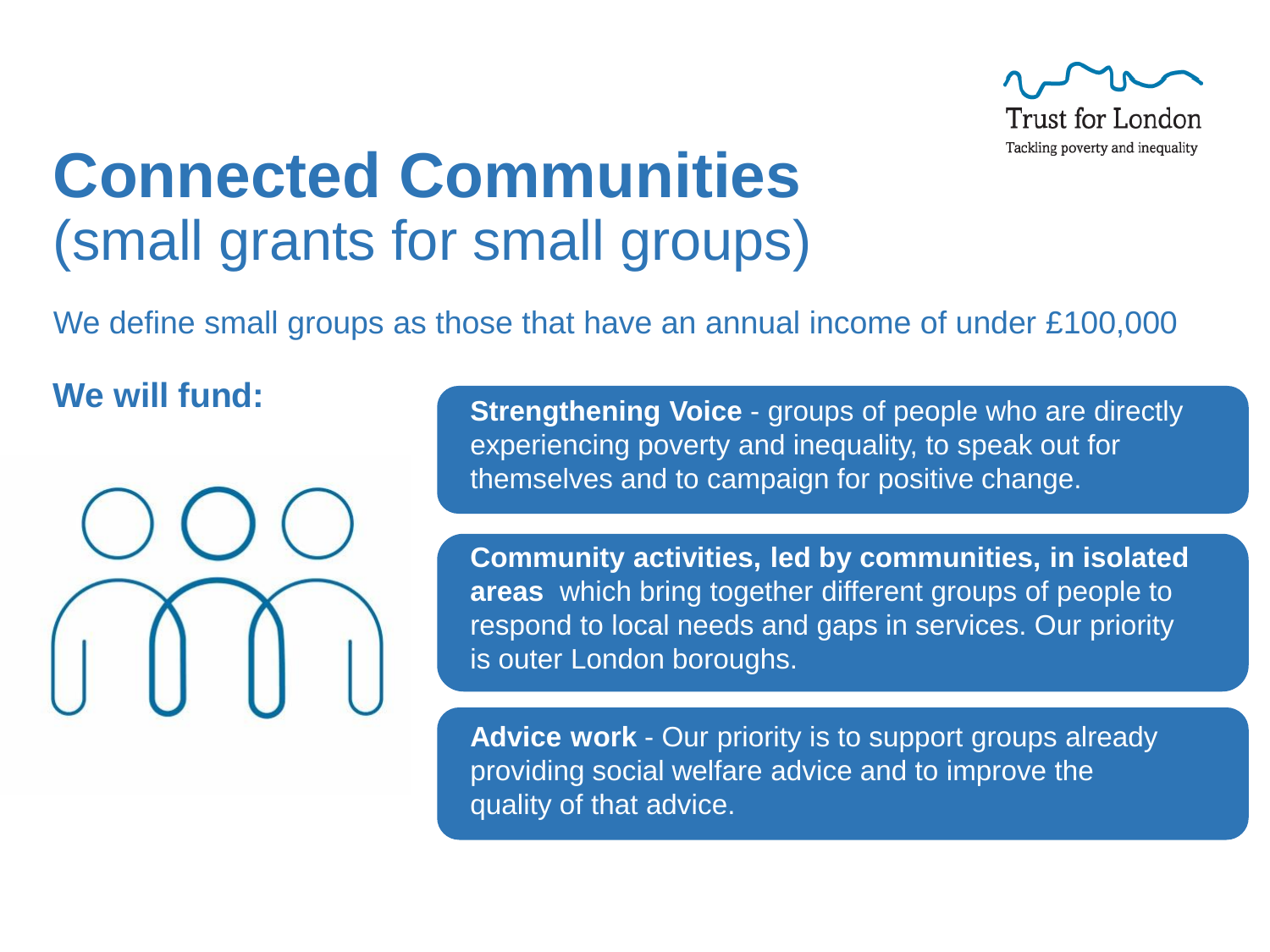# Connected Communities
## (small grants for small groups)

We define small groups as those that have an annual income of under £100,000

**We will fund:**

**Strengthening Voice** - groups of people who are directly experiencing poverty and inequality, to speak out for themselves and to campaign for positive change.

**Community activities, led by communities, in isolated areas** which bring together different groups of people to respond to local needs and gaps in services. Our priority is outer London boroughs.

**Advice work** - Our priority is to support groups already providing social welfare advice and to improve the quality of that advice.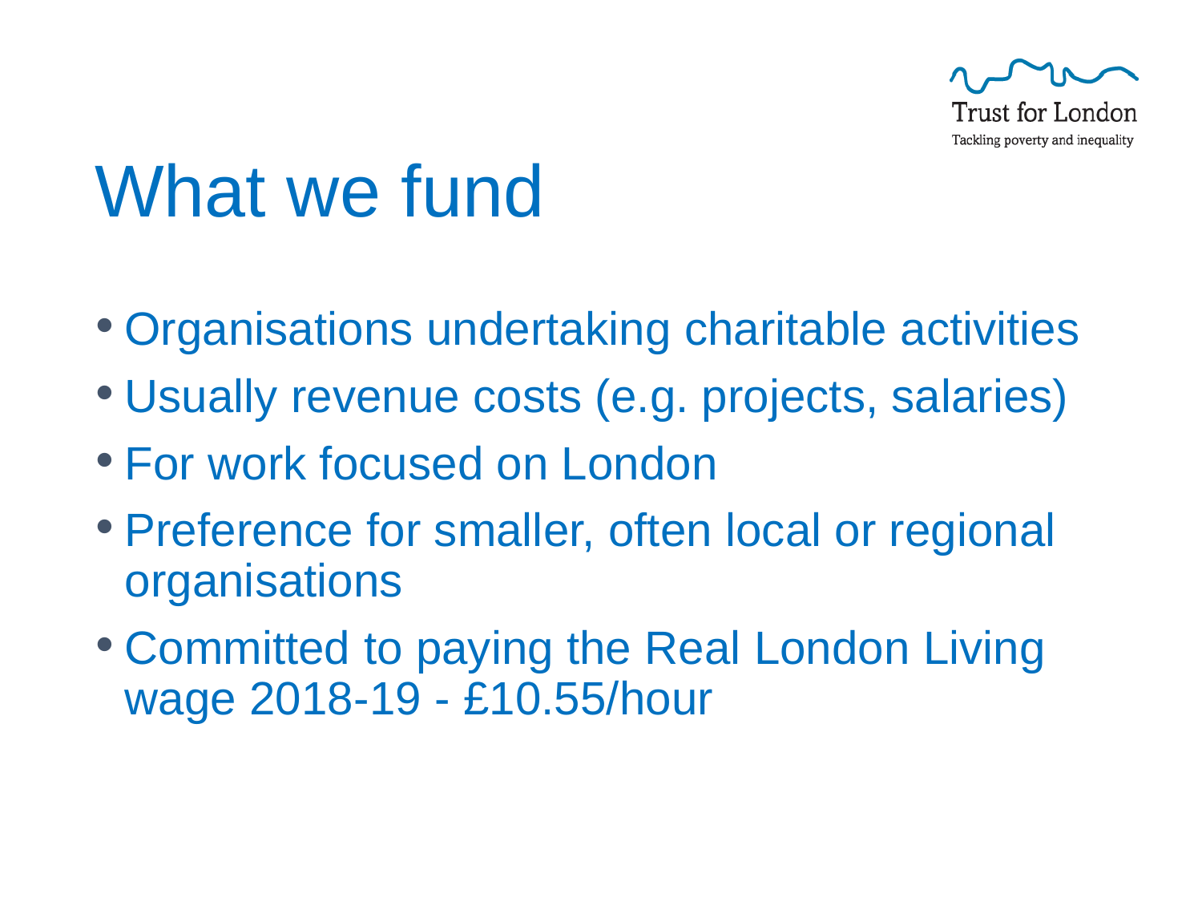# What we fund

- Organisations undertaking charitable activities
- Usually revenue costs (e.g. projects, salaries)
- For work focused on London
- Preference for smaller, often local or regional organisations
- Committed to paying the Real London Living wage 2018-19 - £10.55/hour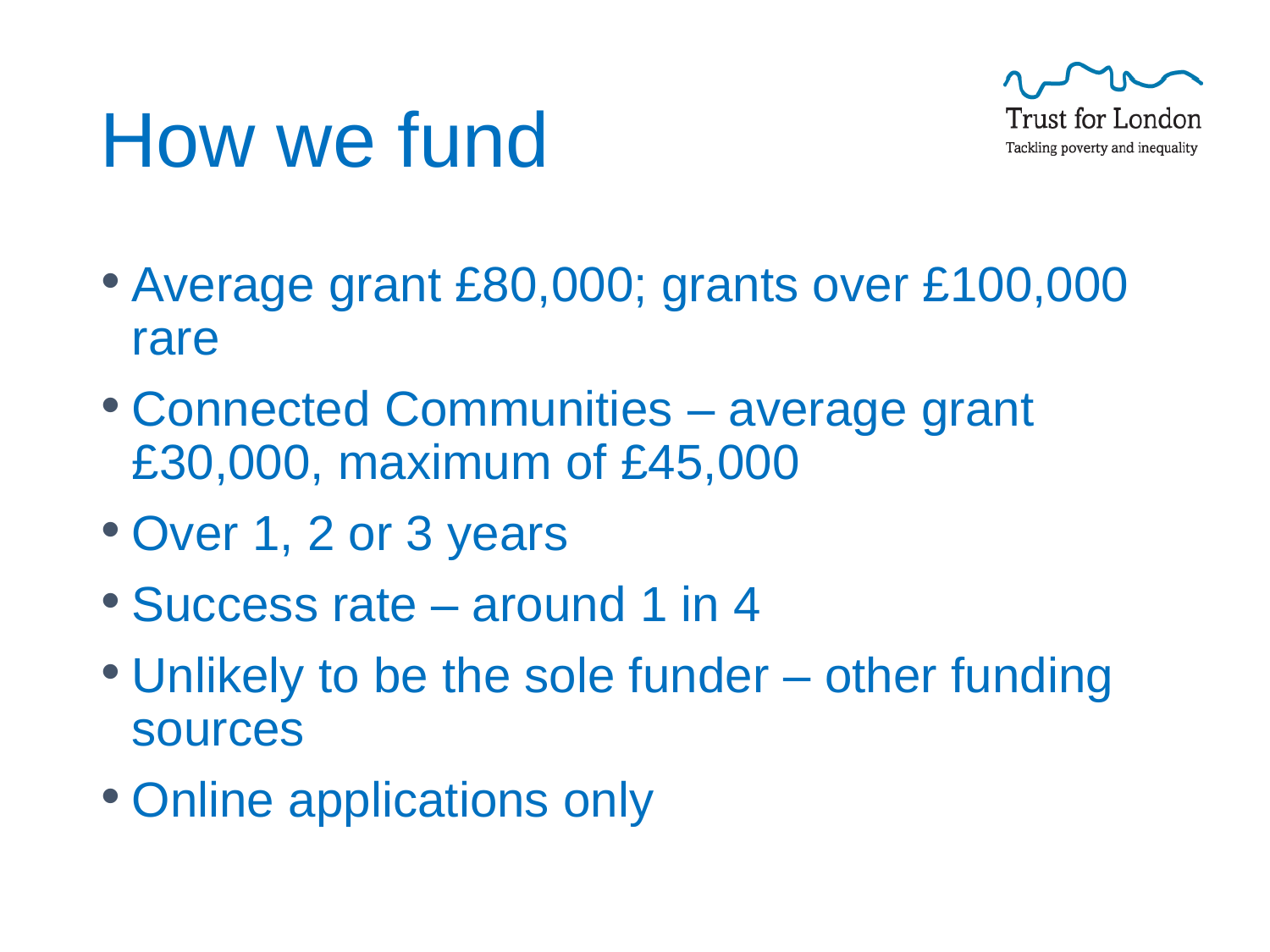# How we fund

Trust for London

Tackling poverty and inequality

- Average grant £80,000; grants over £100,000 rare
- Connected Communities – average grant £30,000, maximum of £45,000
- Over 1, 2 or 3 years
- Success rate – around 1 in 4
- Unlikely to be the sole funder – other funding sources
- Online applications only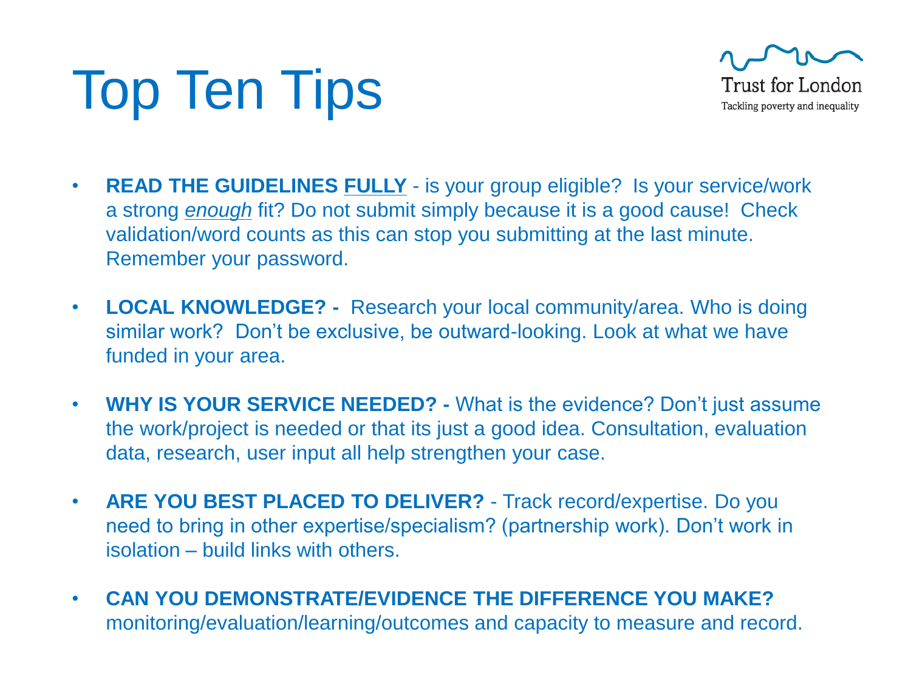# Top Ten Tips

Trust for London

Tackling poverty and inequality

- **READ THE GUIDELINES <u>FULLY</u>** - is your group eligible? Is your service/work a strong *<u>enough</u>* fit? Do not submit simply because it is a good cause! Check validation/word counts as this can stop you submitting at the last minute. Remember your password.
- **LOCAL KNOWLEDGE? -** Research your local community/area. Who is doing similar work? Don't be exclusive, be outward-looking. Look at what we have funded in your area.
- **WHY IS YOUR SERVICE NEEDED? -** What is the evidence? Don't just assume the work/project is needed or that its just a good idea. Consultation, evaluation data, research, user input all help strengthen your case.
- **ARE YOU BEST PLACED TO DELIVER?** - Track record/expertise. Do you need to bring in other expertise/specialism? (partnership work). Don't work in isolation – build links with others.
- **CAN YOU DEMONSTRATE/EVIDENCE THE DIFFERENCE YOU MAKE?** monitoring/evaluation/learning/outcomes and capacity to measure and record.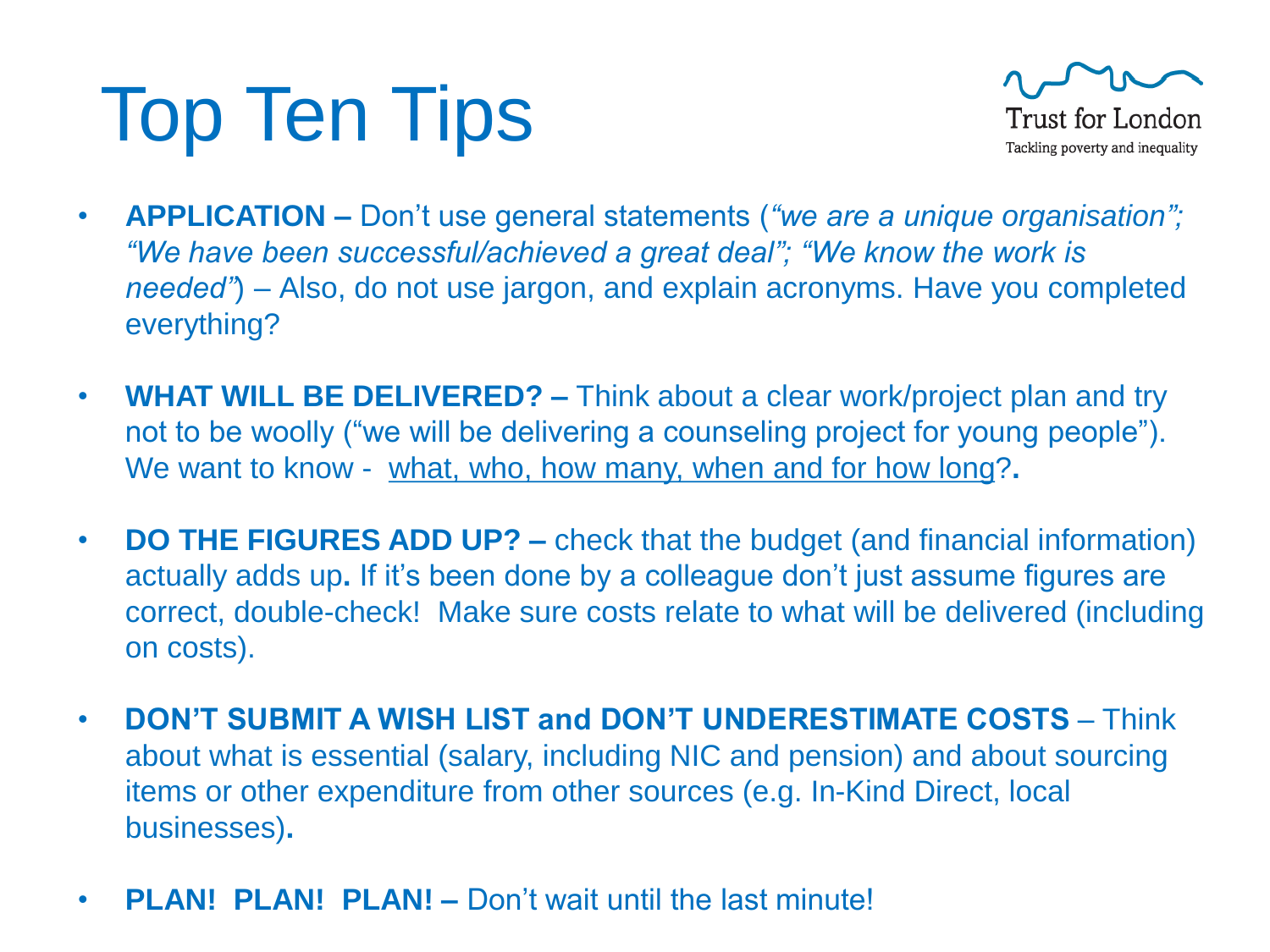# Top Ten Tips

Trust for London

Tackling poverty and inequality

- **APPLICATION –** Don't use general statements (*"we are a unique organisation"; "We have been successful/achieved a great deal"; "We know the work is needed"*) – Also, do not use jargon, and explain acronyms. Have you completed everything?

- **WHAT WILL BE DELIVERED? –** Think about a clear work/project plan and try not to be woolly ("we will be delivering a counseling project for young people"). We want to know - <u>what, who, how many, when and for how long</u>?**.**

- **DO THE FIGURES ADD UP? –** check that the budget (and financial information) actually adds up**.** If it's been done by a colleague don't just assume figures are correct, double-check! Make sure costs relate to what will be delivered (including on costs).

- **DON'T SUBMIT A WISH LIST and DON'T UNDERESTIMATE COSTS** – Think about what is essential (salary, including NIC and pension) and about sourcing items or other expenditure from other sources (e.g. In-Kind Direct, local businesses)**.**

- **PLAN! PLAN! PLAN! –** Don't wait until the last minute!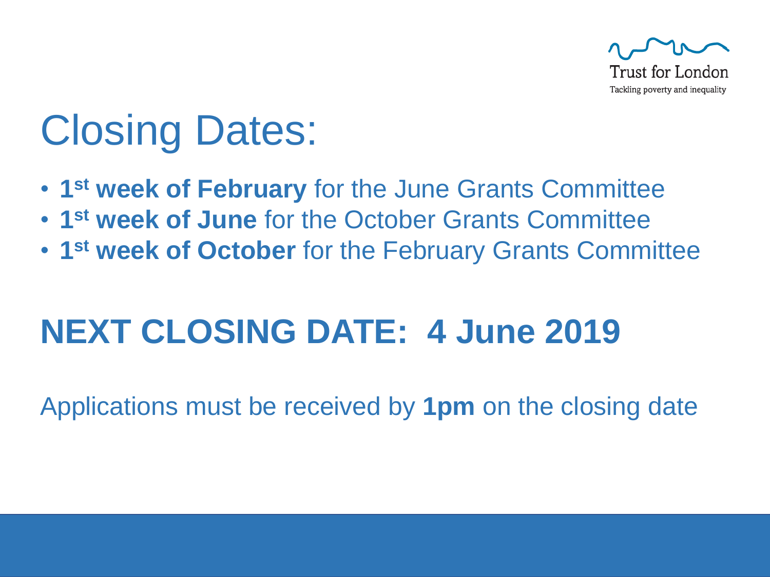Trust for London

Tackling poverty and inequality

# Closing Dates:

- **1st week of February** for the June Grants Committee
- **1st week of June** for the October Grants Committee
- **1st week of October** for the February Grants Committee

## NEXT CLOSING DATE: 4 June 2019

Applications must be received by **1pm** on the closing date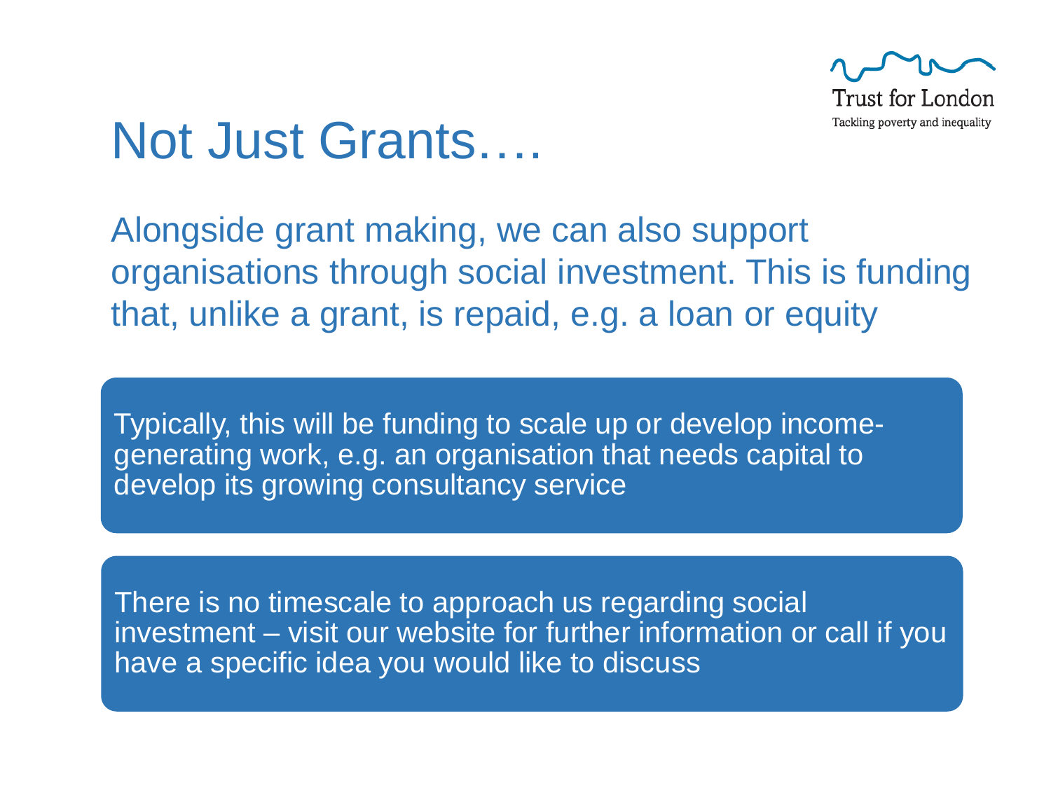Trust for London

Tackling poverty and inequality

# Not Just Grants….

Alongside grant making, we can also support organisations through social investment. This is funding that, unlike a grant, is repaid, e.g. a loan or equity

Typically, this will be funding to scale up or develop income-generating work, e.g. an organisation that needs capital to develop its growing consultancy service

There is no timescale to approach us regarding social investment – visit our website for further information or call if you have a specific idea you would like to discuss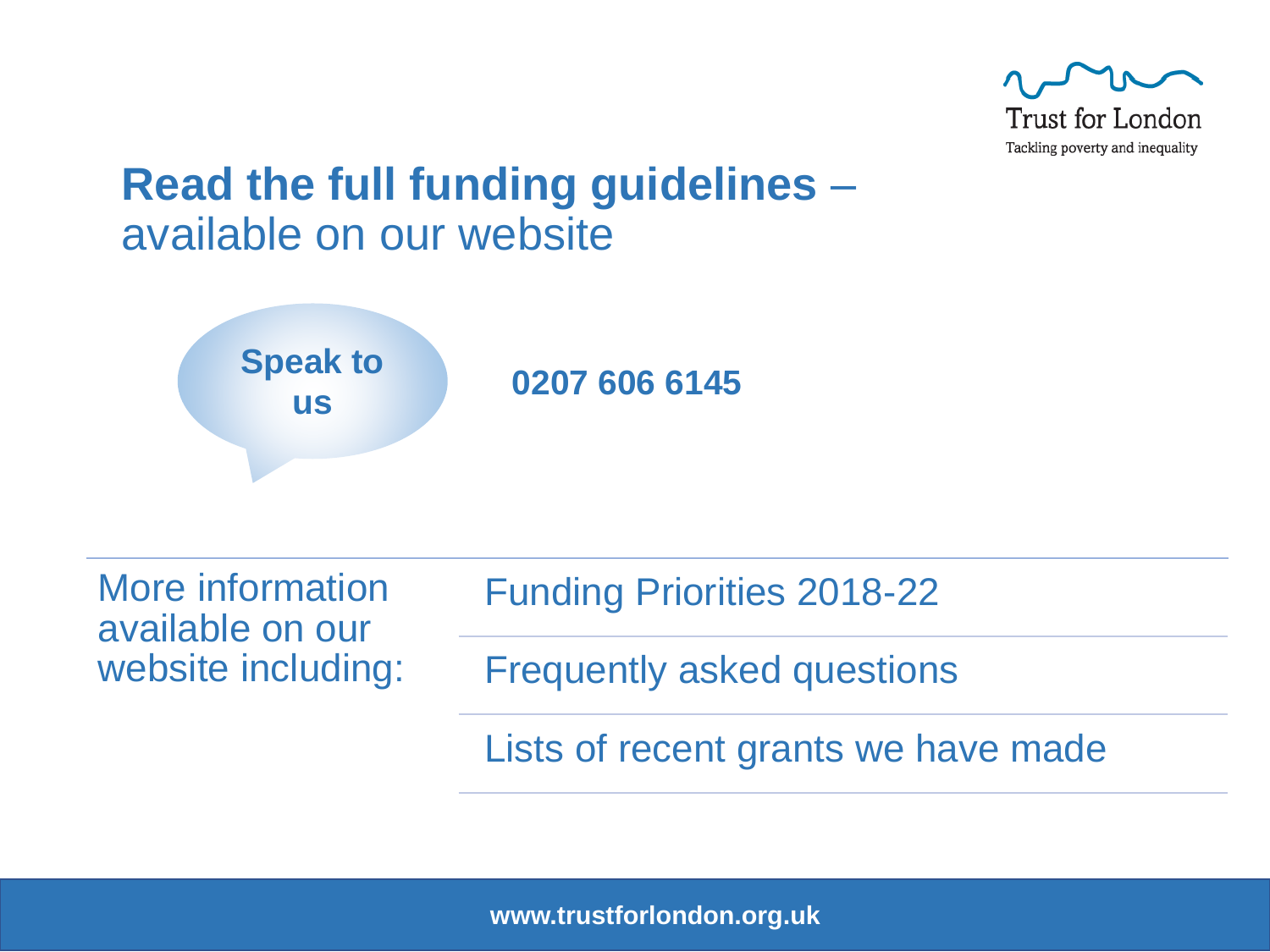Trust for London

Tackling poverty and inequality

# **Read the full funding guidelines** – available on our website

**Speak to us**

**0207 606 6145**

More information available on our website including:

- Funding Priorities 2018-22
- Frequently asked questions
- Lists of recent grants we have made

**www.trustforlondon.org.uk**